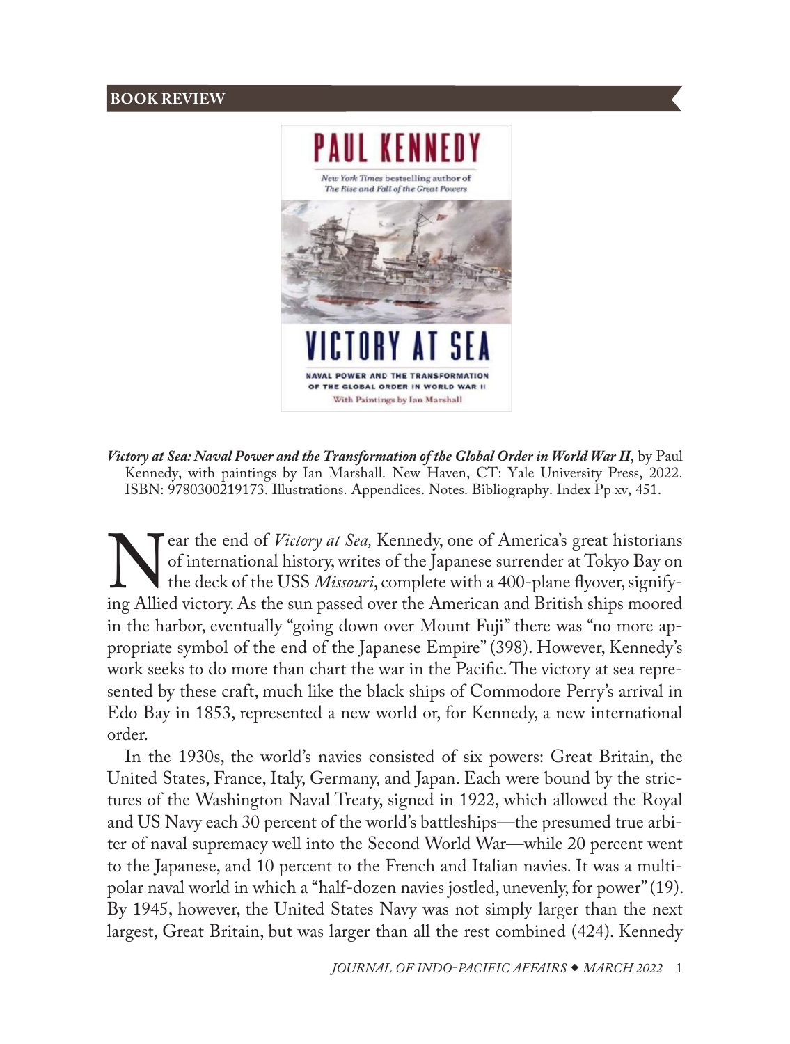**BOOK REVIEW**

***Victory at Sea: Naval Power and the Transformation of the Global Order in World War II***, by Paul Kennedy, with paintings by Ian Marshall. New Haven, CT: Yale University Press, 2022. ISBN: 9780300219173. Illustrations. Appendices. Notes. Bibliography. Index Pp xv, 451.

Near the end of *Victory at Sea,* Kennedy, one of America's great historians of international history, writes of the Japanese surrender at Tokyo Bay on the deck of the USS *Missouri*, complete with a 400-plane flyover, signifying Allied victory. As the sun passed over the American and British ships moored in the harbor, eventually "going down over Mount Fuji" there was "no more appropriate symbol of the end of the Japanese Empire" (398). However, Kennedy's work seeks to do more than chart the war in the Pacific. The victory at sea represented by these craft, much like the black ships of Commodore Perry's arrival in Edo Bay in 1853, represented a new world or, for Kennedy, a new international order.

In the 1930s, the world's navies consisted of six powers: Great Britain, the United States, France, Italy, Germany, and Japan. Each were bound by the strictures of the Washington Naval Treaty, signed in 1922, which allowed the Royal and US Navy each 30 percent of the world's battleships—the presumed true arbiter of naval supremacy well into the Second World War—while 20 percent went to the Japanese, and 10 percent to the French and Italian navies. It was a multipolar naval world in which a "half-dozen navies jostled, unevenly, for power" (19). By 1945, however, the United States Navy was not simply larger than the next largest, Great Britain, but was larger than all the rest combined (424). Kennedy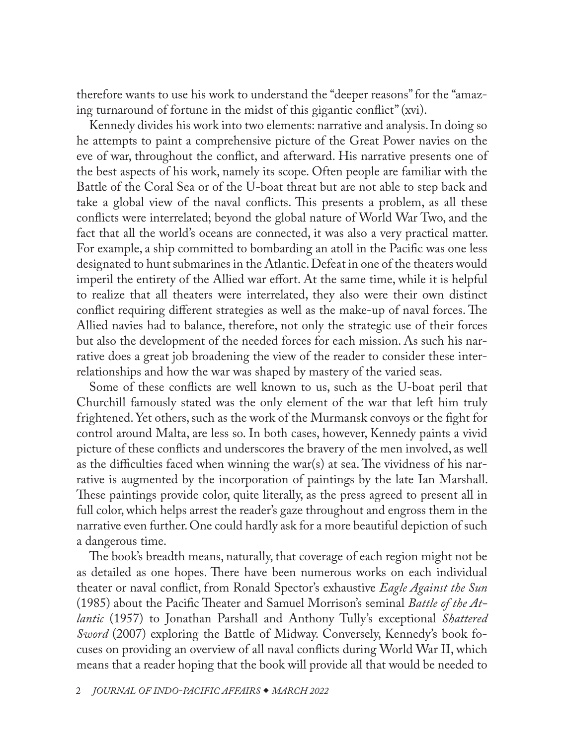therefore wants to use his work to understand the "deeper reasons" for the "amazing turnaround of fortune in the midst of this gigantic conflict" (xvi).

Kennedy divides his work into two elements: narrative and analysis. In doing so he attempts to paint a comprehensive picture of the Great Power navies on the eve of war, throughout the conflict, and afterward. His narrative presents one of the best aspects of his work, namely its scope. Often people are familiar with the Battle of the Coral Sea or of the U-boat threat but are not able to step back and take a global view of the naval conflicts. This presents a problem, as all these conflicts were interrelated; beyond the global nature of World War Two, and the fact that all the world's oceans are connected, it was also a very practical matter. For example, a ship committed to bombarding an atoll in the Pacific was one less designated to hunt submarines in the Atlantic. Defeat in one of the theaters would imperil the entirety of the Allied war effort. At the same time, while it is helpful to realize that all theaters were interrelated, they also were their own distinct conflict requiring different strategies as well as the make-up of naval forces. The Allied navies had to balance, therefore, not only the strategic use of their forces but also the development of the needed forces for each mission. As such his narrative does a great job broadening the view of the reader to consider these interrelationships and how the war was shaped by mastery of the varied seas.

Some of these conflicts are well known to us, such as the U-boat peril that Churchill famously stated was the only element of the war that left him truly frightened. Yet others, such as the work of the Murmansk convoys or the fight for control around Malta, are less so. In both cases, however, Kennedy paints a vivid picture of these conflicts and underscores the bravery of the men involved, as well as the difficulties faced when winning the war(s) at sea. The vividness of his narrative is augmented by the incorporation of paintings by the late Ian Marshall. These paintings provide color, quite literally, as the press agreed to present all in full color, which helps arrest the reader's gaze throughout and engross them in the narrative even further. One could hardly ask for a more beautiful depiction of such a dangerous time.

The book's breadth means, naturally, that coverage of each region might not be as detailed as one hopes. There have been numerous works on each individual theater or naval conflict, from Ronald Spector's exhaustive *Eagle Against the Sun* (1985) about the Pacific Theater and Samuel Morrison's seminal *Battle of the Atlantic* (1957) to Jonathan Parshall and Anthony Tully's exceptional *Shattered Sword* (2007) exploring the Battle of Midway. Conversely, Kennedy's book focuses on providing an overview of all naval conflicts during World War II, which means that a reader hoping that the book will provide all that would be needed to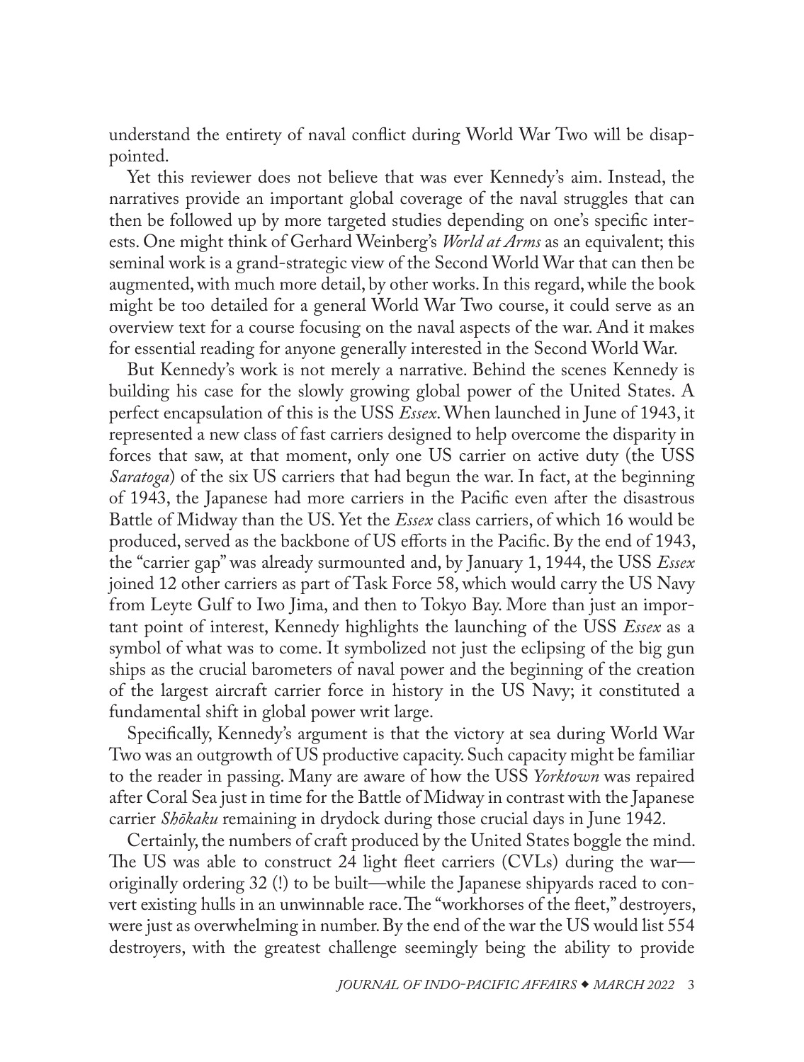understand the entirety of naval conflict during World War Two will be disappointed.

Yet this reviewer does not believe that was ever Kennedy's aim. Instead, the narratives provide an important global coverage of the naval struggles that can then be followed up by more targeted studies depending on one's specific interests. One might think of Gerhard Weinberg's *World at Arms* as an equivalent; this seminal work is a grand-strategic view of the Second World War that can then be augmented, with much more detail, by other works. In this regard, while the book might be too detailed for a general World War Two course, it could serve as an overview text for a course focusing on the naval aspects of the war. And it makes for essential reading for anyone generally interested in the Second World War.

But Kennedy's work is not merely a narrative. Behind the scenes Kennedy is building his case for the slowly growing global power of the United States. A perfect encapsulation of this is the USS *Essex*. When launched in June of 1943, it represented a new class of fast carriers designed to help overcome the disparity in forces that saw, at that moment, only one US carrier on active duty (the USS *Saratoga*) of the six US carriers that had begun the war. In fact, at the beginning of 1943, the Japanese had more carriers in the Pacific even after the disastrous Battle of Midway than the US. Yet the *Essex* class carriers, of which 16 would be produced, served as the backbone of US efforts in the Pacific. By the end of 1943, the "carrier gap" was already surmounted and, by January 1, 1944, the USS *Essex* joined 12 other carriers as part of Task Force 58, which would carry the US Navy from Leyte Gulf to Iwo Jima, and then to Tokyo Bay. More than just an important point of interest, Kennedy highlights the launching of the USS *Essex* as a symbol of what was to come. It symbolized not just the eclipsing of the big gun ships as the crucial barometers of naval power and the beginning of the creation of the largest aircraft carrier force in history in the US Navy; it constituted a fundamental shift in global power writ large.

Specifically, Kennedy's argument is that the victory at sea during World War Two was an outgrowth of US productive capacity. Such capacity might be familiar to the reader in passing. Many are aware of how the USS *Yorktown* was repaired after Coral Sea just in time for the Battle of Midway in contrast with the Japanese carrier *Shōkaku* remaining in drydock during those crucial days in June 1942.

Certainly, the numbers of craft produced by the United States boggle the mind. The US was able to construct 24 light fleet carriers (CVLs) during the war—originally ordering 32 (!) to be built—while the Japanese shipyards raced to convert existing hulls in an unwinnable race. The "workhorses of the fleet," destroyers, were just as overwhelming in number. By the end of the war the US would list 554 destroyers, with the greatest challenge seemingly being the ability to provide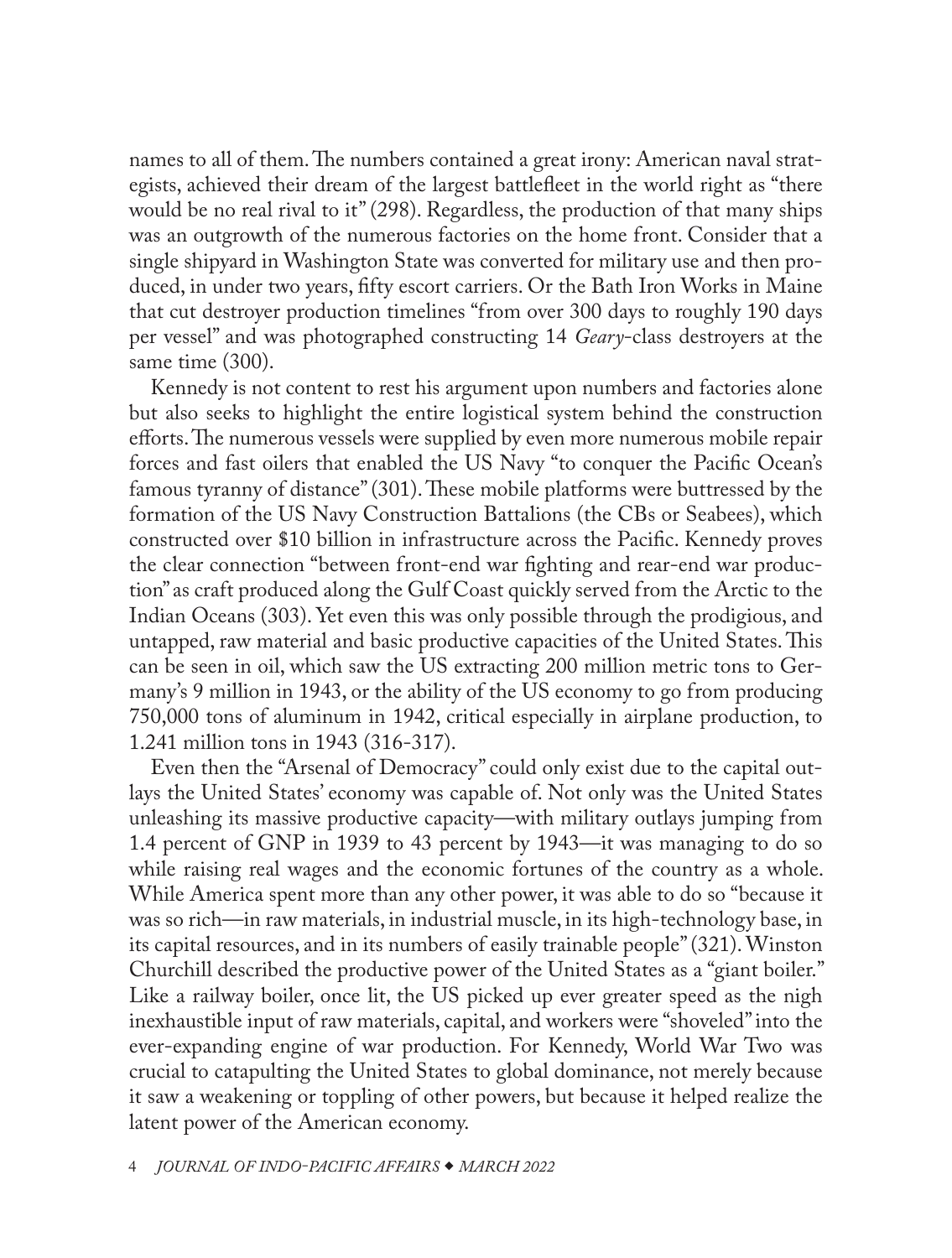names to all of them. The numbers contained a great irony: American naval strategists, achieved their dream of the largest battlefleet in the world right as "there would be no real rival to it" (298). Regardless, the production of that many ships was an outgrowth of the numerous factories on the home front. Consider that a single shipyard in Washington State was converted for military use and then produced, in under two years, fifty escort carriers. Or the Bath Iron Works in Maine that cut destroyer production timelines "from over 300 days to roughly 190 days per vessel" and was photographed constructing 14 *Geary*-class destroyers at the same time (300).

Kennedy is not content to rest his argument upon numbers and factories alone but also seeks to highlight the entire logistical system behind the construction efforts. The numerous vessels were supplied by even more numerous mobile repair forces and fast oilers that enabled the US Navy "to conquer the Pacific Ocean's famous tyranny of distance" (301). These mobile platforms were buttressed by the formation of the US Navy Construction Battalions (the CBs or Seabees), which constructed over $10 billion in infrastructure across the Pacific. Kennedy proves the clear connection "between front-end war fighting and rear-end war production" as craft produced along the Gulf Coast quickly served from the Arctic to the Indian Oceans (303). Yet even this was only possible through the prodigious, and untapped, raw material and basic productive capacities of the United States. This can be seen in oil, which saw the US extracting 200 million metric tons to Germany's 9 million in 1943, or the ability of the US economy to go from producing 750,000 tons of aluminum in 1942, critical especially in airplane production, to 1.241 million tons in 1943 (316-317).

Even then the "Arsenal of Democracy" could only exist due to the capital outlays the United States' economy was capable of. Not only was the United States unleashing its massive productive capacity—with military outlays jumping from 1.4 percent of GNP in 1939 to 43 percent by 1943—it was managing to do so while raising real wages and the economic fortunes of the country as a whole. While America spent more than any other power, it was able to do so "because it was so rich—in raw materials, in industrial muscle, in its high-technology base, in its capital resources, and in its numbers of easily trainable people" (321). Winston Churchill described the productive power of the United States as a "giant boiler." Like a railway boiler, once lit, the US picked up ever greater speed as the nigh inexhaustible input of raw materials, capital, and workers were "shoveled" into the ever-expanding engine of war production. For Kennedy, World War Two was crucial to catapulting the United States to global dominance, not merely because it saw a weakening or toppling of other powers, but because it helped realize the latent power of the American economy.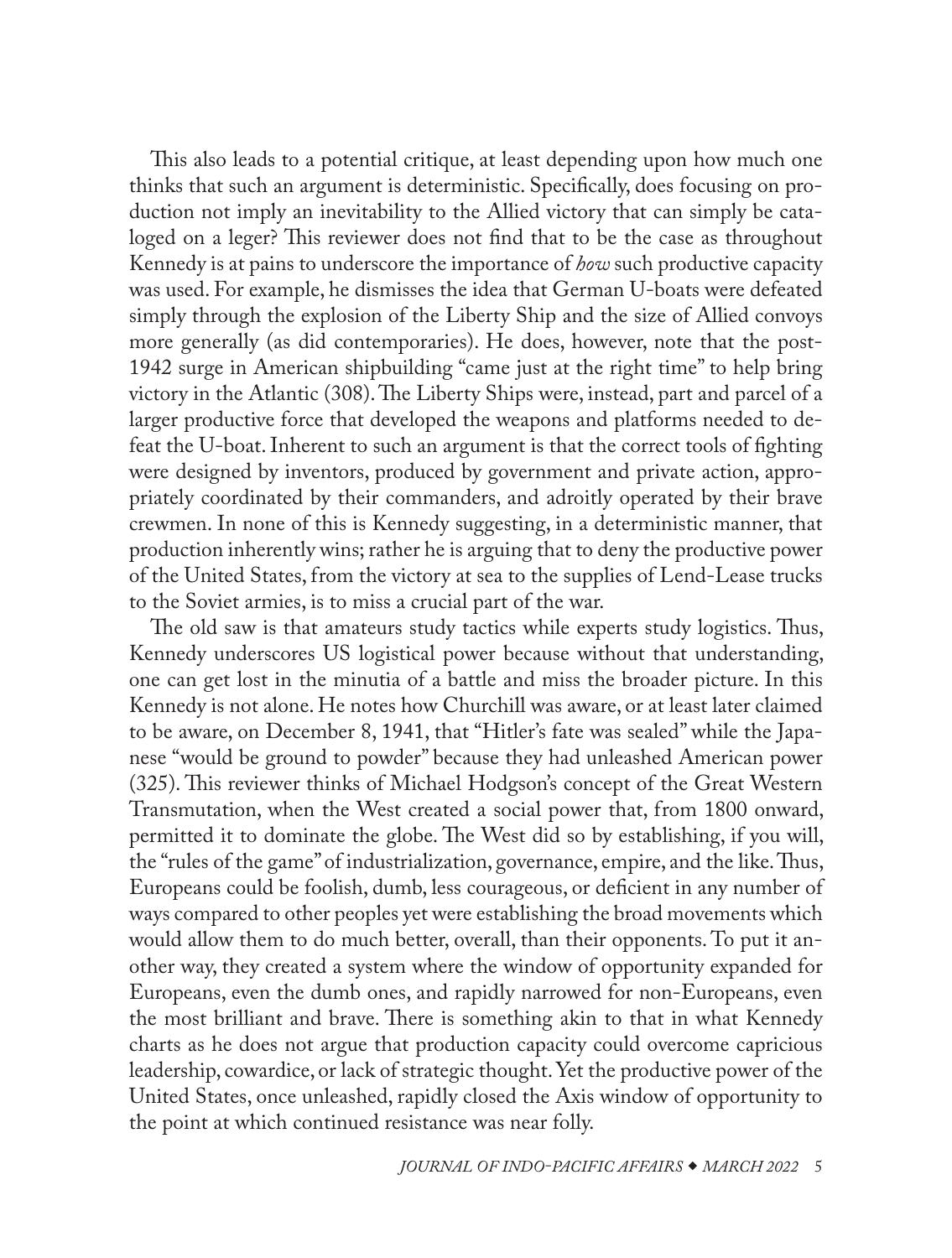This also leads to a potential critique, at least depending upon how much one thinks that such an argument is deterministic. Specifically, does focusing on production not imply an inevitability to the Allied victory that can simply be cataloged on a leger? This reviewer does not find that to be the case as throughout Kennedy is at pains to underscore the importance of *how* such productive capacity was used. For example, he dismisses the idea that German U-boats were defeated simply through the explosion of the Liberty Ship and the size of Allied convoys more generally (as did contemporaries). He does, however, note that the post-1942 surge in American shipbuilding "came just at the right time" to help bring victory in the Atlantic (308). The Liberty Ships were, instead, part and parcel of a larger productive force that developed the weapons and platforms needed to defeat the U-boat. Inherent to such an argument is that the correct tools of fighting were designed by inventors, produced by government and private action, appropriately coordinated by their commanders, and adroitly operated by their brave crewmen. In none of this is Kennedy suggesting, in a deterministic manner, that production inherently wins; rather he is arguing that to deny the productive power of the United States, from the victory at sea to the supplies of Lend-Lease trucks to the Soviet armies, is to miss a crucial part of the war.

The old saw is that amateurs study tactics while experts study logistics. Thus, Kennedy underscores US logistical power because without that understanding, one can get lost in the minutia of a battle and miss the broader picture. In this Kennedy is not alone. He notes how Churchill was aware, or at least later claimed to be aware, on December 8, 1941, that "Hitler's fate was sealed" while the Japanese "would be ground to powder" because they had unleashed American power (325). This reviewer thinks of Michael Hodgson's concept of the Great Western Transmutation, when the West created a social power that, from 1800 onward, permitted it to dominate the globe. The West did so by establishing, if you will, the "rules of the game" of industrialization, governance, empire, and the like. Thus, Europeans could be foolish, dumb, less courageous, or deficient in any number of ways compared to other peoples yet were establishing the broad movements which would allow them to do much better, overall, than their opponents. To put it another way, they created a system where the window of opportunity expanded for Europeans, even the dumb ones, and rapidly narrowed for non-Europeans, even the most brilliant and brave. There is something akin to that in what Kennedy charts as he does not argue that production capacity could overcome capricious leadership, cowardice, or lack of strategic thought. Yet the productive power of the United States, once unleashed, rapidly closed the Axis window of opportunity to the point at which continued resistance was near folly.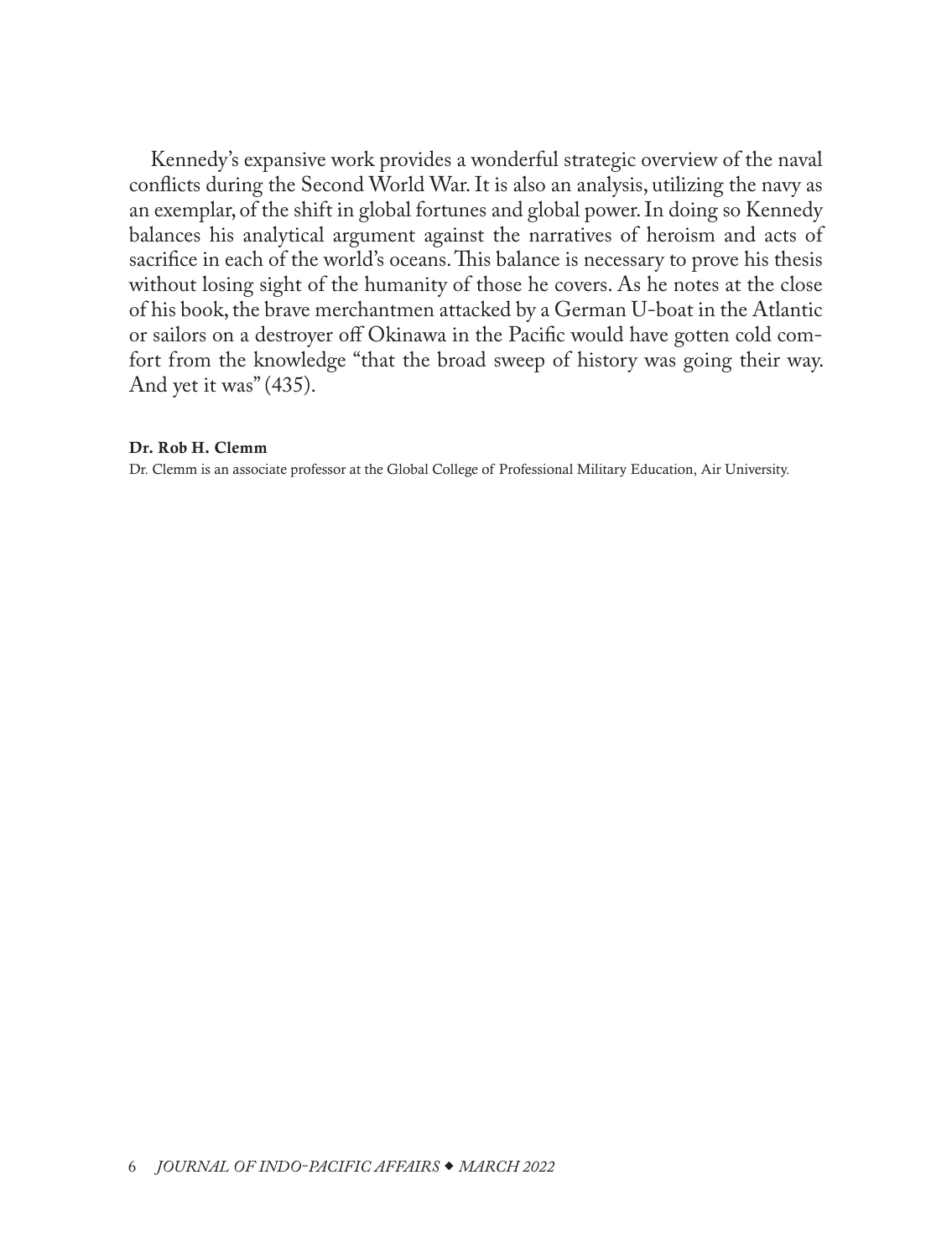Kennedy's expansive work provides a wonderful strategic overview of the naval conflicts during the Second World War. It is also an analysis, utilizing the navy as an exemplar, of the shift in global fortunes and global power. In doing so Kennedy balances his analytical argument against the narratives of heroism and acts of sacrifice in each of the world's oceans. This balance is necessary to prove his thesis without losing sight of the humanity of those he covers. As he notes at the close of his book, the brave merchantmen attacked by a German U-boat in the Atlantic or sailors on a destroyer off Okinawa in the Pacific would have gotten cold comfort from the knowledge "that the broad sweep of history was going their way. And yet it was" (435).

**Dr. Rob H. Clemm**

Dr. Clemm is an associate professor at the Global College of Professional Military Education, Air University.